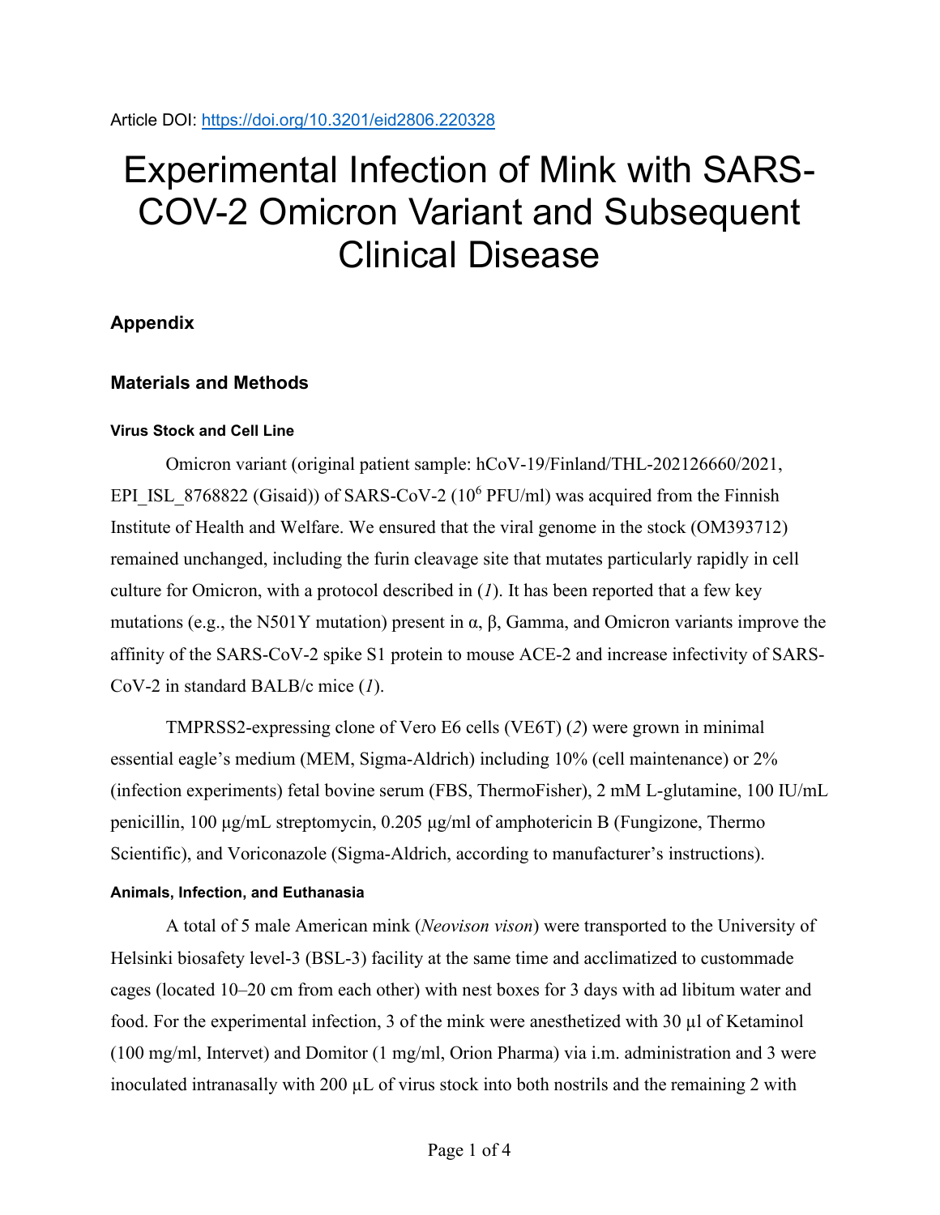Article DOI: https://doi.org/10.3201/eid2806.220328

# Experimental Infection of Mink with SARS-COV-2 Omicron Variant and Subsequent Clinical Disease

## Appendix

## Materials and Methods

### Virus Stock and Cell Line

Omicron variant (original patient sample: hCoV-19/Finland/THL-202126660/2021, EPI_ISL_8768822 (Gisaid)) of SARS-CoV-2 ($10^6$ PFU/ml) was acquired from the Finnish Institute of Health and Welfare. We ensured that the viral genome in the stock (OM393712) remained unchanged, including the furin cleavage site that mutates particularly rapidly in cell culture for Omicron, with a protocol described in (*1*). It has been reported that a few key mutations (e.g., the N501Y mutation) present in α, β, Gamma, and Omicron variants improve the affinity of the SARS-CoV-2 spike S1 protein to mouse ACE-2 and increase infectivity of SARS-CoV-2 in standard BALB/c mice (*1*).

TMPRSS2-expressing clone of Vero E6 cells (VE6T) (*2*) were grown in minimal essential eagle's medium (MEM, Sigma-Aldrich) including 10% (cell maintenance) or 2% (infection experiments) fetal bovine serum (FBS, ThermoFisher), 2 mM L-glutamine, 100 IU/mL penicillin, 100 μg/mL streptomycin, 0.205 μg/ml of amphotericin B (Fungizone, Thermo Scientific), and Voriconazole (Sigma-Aldrich, according to manufacturer's instructions).

### Animals, Infection, and Euthanasia

A total of 5 male American mink (*Neovison vison*) were transported to the University of Helsinki biosafety level-3 (BSL-3) facility at the same time and acclimatized to custommade cages (located 10–20 cm from each other) with nest boxes for 3 days with ad libitum water and food. For the experimental infection, 3 of the mink were anesthetized with 30 μl of Ketaminol (100 mg/ml, Intervet) and Domitor (1 mg/ml, Orion Pharma) via i.m. administration and 3 were inoculated intranasally with 200 μL of virus stock into both nostrils and the remaining 2 with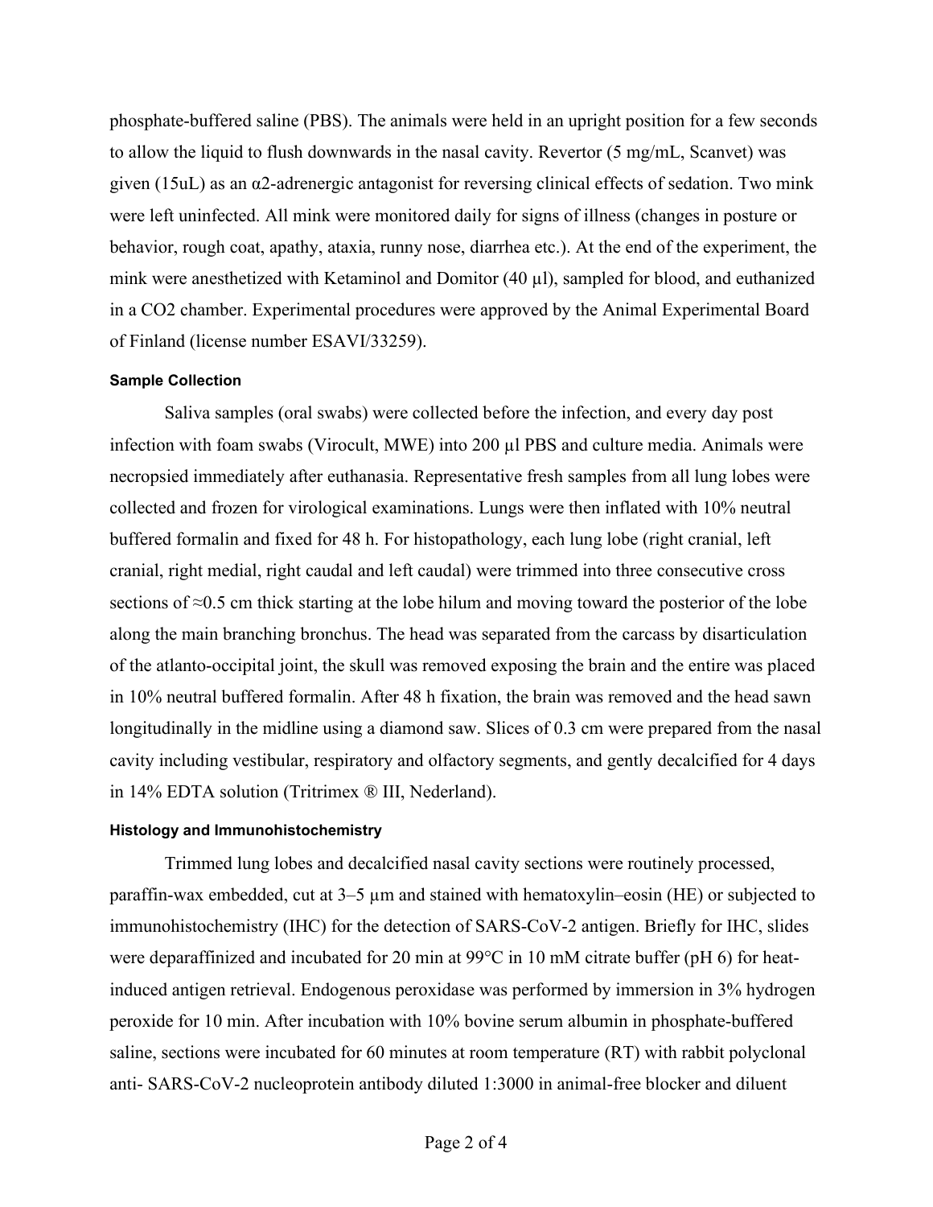phosphate-buffered saline (PBS). The animals were held in an upright position for a few seconds to allow the liquid to flush downwards in the nasal cavity. Revertor (5 mg/mL, Scanvet) was given (15uL) as an α2-adrenergic antagonist for reversing clinical effects of sedation. Two mink were left uninfected. All mink were monitored daily for signs of illness (changes in posture or behavior, rough coat, apathy, ataxia, runny nose, diarrhea etc.). At the end of the experiment, the mink were anesthetized with Ketaminol and Domitor (40 µl), sampled for blood, and euthanized in a $CO_2$ chamber. Experimental procedures were approved by the Animal Experimental Board of Finland (license number ESAVI/33259).

#### Sample Collection

Saliva samples (oral swabs) were collected before the infection, and every day post infection with foam swabs (Virocult, MWE) into 200 µl PBS and culture media. Animals were necropsied immediately after euthanasia. Representative fresh samples from all lung lobes were collected and frozen for virological examinations. Lungs were then inflated with 10% neutral buffered formalin and fixed for 48 h. For histopathology, each lung lobe (right cranial, left cranial, right medial, right caudal and left caudal) were trimmed into three consecutive cross sections of ≈0.5 cm thick starting at the lobe hilum and moving toward the posterior of the lobe along the main branching bronchus. The head was separated from the carcass by disarticulation of the atlanto-occipital joint, the skull was removed exposing the brain and the entire was placed in 10% neutral buffered formalin. After 48 h fixation, the brain was removed and the head sawn longitudinally in the midline using a diamond saw. Slices of 0.3 cm were prepared from the nasal cavity including vestibular, respiratory and olfactory segments, and gently decalcified for 4 days in 14% EDTA solution (Tritrimex ® III, Nederland).

#### Histology and Immunohistochemistry

Trimmed lung lobes and decalcified nasal cavity sections were routinely processed, paraffin-wax embedded, cut at 3–5 µm and stained with hematoxylin–eosin (HE) or subjected to immunohistochemistry (IHC) for the detection of SARS-CoV-2 antigen. Briefly for IHC, slides were deparaffinized and incubated for 20 min at 99°C in 10 mM citrate buffer (pH 6) for heat-induced antigen retrieval. Endogenous peroxidase was performed by immersion in 3% hydrogen peroxide for 10 min. After incubation with 10% bovine serum albumin in phosphate-buffered saline, sections were incubated for 60 minutes at room temperature (RT) with rabbit polyclonal anti- SARS-CoV-2 nucleoprotein antibody diluted 1:3000 in animal-free blocker and diluent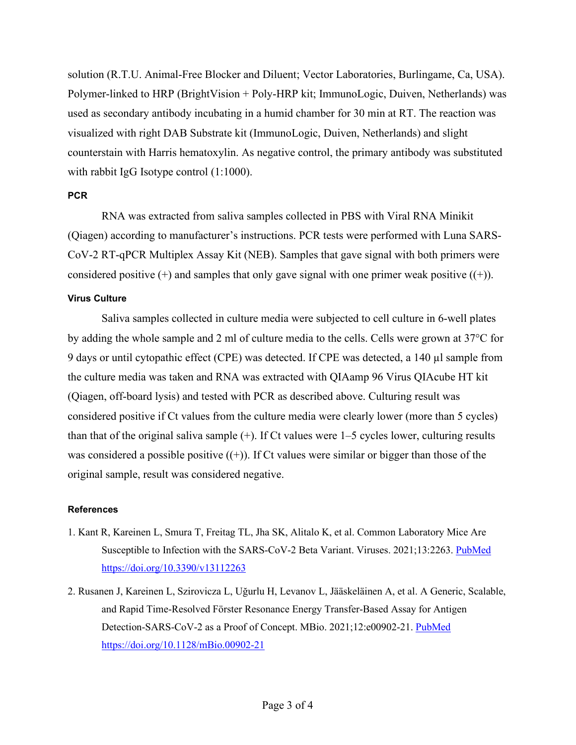solution (R.T.U. Animal-Free Blocker and Diluent; Vector Laboratories, Burlingame, Ca, USA). Polymer-linked to HRP (BrightVision + Poly-HRP kit; ImmunoLogic, Duiven, Netherlands) was used as secondary antibody incubating in a humid chamber for 30 min at RT. The reaction was visualized with right DAB Substrate kit (ImmunoLogic, Duiven, Netherlands) and slight counterstain with Harris hematoxylin. As negative control, the primary antibody was substituted with rabbit IgG Isotype control (1:1000).

#### PCR

RNA was extracted from saliva samples collected in PBS with Viral RNA Minikit (Qiagen) according to manufacturer's instructions. PCR tests were performed with Luna SARS-CoV-2 RT-qPCR Multiplex Assay Kit (NEB). Samples that gave signal with both primers were considered positive (+) and samples that only gave signal with one primer weak positive ((+)).

#### Virus Culture

Saliva samples collected in culture media were subjected to cell culture in 6-well plates by adding the whole sample and 2 ml of culture media to the cells. Cells were grown at 37°C for 9 days or until cytopathic effect (CPE) was detected. If CPE was detected, a 140 µl sample from the culture media was taken and RNA was extracted with QIAamp 96 Virus QIAcube HT kit (Qiagen, off-board lysis) and tested with PCR as described above. Culturing result was considered positive if Ct values from the culture media were clearly lower (more than 5 cycles) than that of the original saliva sample (+). If Ct values were 1–5 cycles lower, culturing results was considered a possible positive ((+)). If Ct values were similar or bigger than those of the original sample, result was considered negative.

#### References

1. Kant R, Kareinen L, Smura T, Freitag TL, Jha SK, Alitalo K, et al. Common Laboratory Mice Are Susceptible to Infection with the SARS-CoV-2 Beta Variant. Viruses. 2021;13:2263. PubMed https://doi.org/10.3390/v13112263
2. Rusanen J, Kareinen L, Szirovicza L, Uğurlu H, Levanov L, Jääskeläinen A, et al. A Generic, Scalable, and Rapid Time-Resolved Förster Resonance Energy Transfer-Based Assay for Antigen Detection-SARS-CoV-2 as a Proof of Concept. MBio. 2021;12:e00902-21. PubMed https://doi.org/10.1128/mBio.00902-21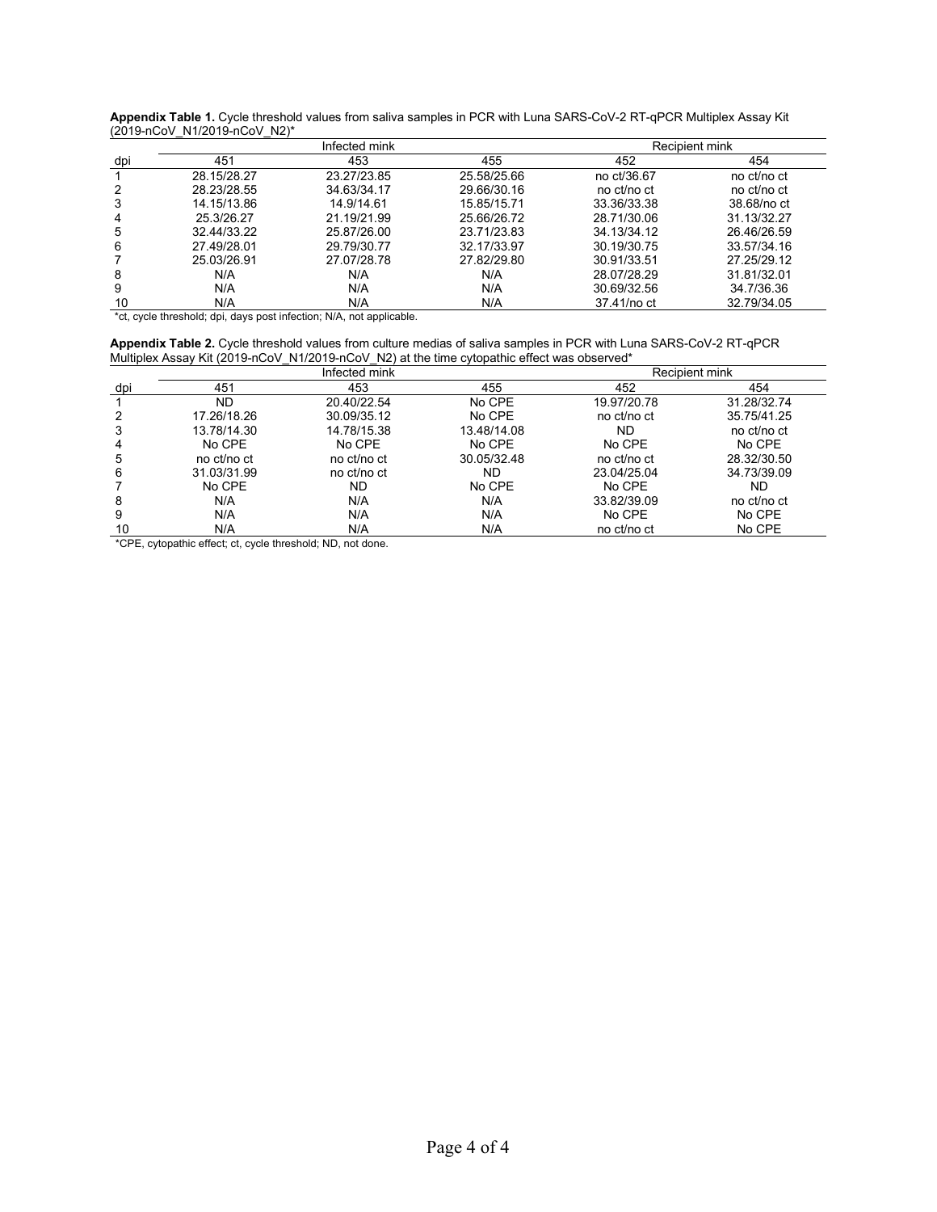**Appendix Table 1.** Cycle threshold values from saliva samples in PCR with Luna SARS-CoV-2 RT-qPCR Multiplex Assay Kit (2019-nCoV_N1/2019-nCoV_N2)*

| | Infected mink | | | Recipient mink | |
|---|---|---|---|---|---|
| dpi | 451 | 453 | 455 | 452 | 454 |
| 1 | 28.15/28.27 | 23.27/23.85 | 25.58/25.66 | no ct/36.67 | no ct/no ct |
| 2 | 28.23/28.55 | 34.63/34.17 | 29.66/30.16 | no ct/no ct | no ct/no ct |
| 3 | 14.15/13.86 | 14.9/14.61 | 15.85/15.71 | 33.36/33.38 | 38.68/no ct |
| 4 | 25.3/26.27 | 21.19/21.99 | 25.66/26.72 | 28.71/30.06 | 31.13/32.27 |
| 5 | 32.44/33.22 | 25.87/26.00 | 23.71/23.83 | 34.13/34.12 | 26.46/26.59 |
| 6 | 27.49/28.01 | 29.79/30.77 | 32.17/33.97 | 30.19/30.75 | 33.57/34.16 |
| 7 | 25.03/26.91 | 27.07/28.78 | 27.82/29.80 | 30.91/33.51 | 27.25/29.12 |
| 8 | N/A | N/A | N/A | 28.07/28.29 | 31.81/32.01 |
| 9 | N/A | N/A | N/A | 30.69/32.56 | 34.7/36.36 |
| 10 | N/A | N/A | N/A | 37.41/no ct | 32.79/34.05 |

*ct, cycle threshold; dpi, days post infection; N/A, not applicable.

**Appendix Table 2.** Cycle threshold values from culture medias of saliva samples in PCR with Luna SARS-CoV-2 RT-qPCR Multiplex Assay Kit (2019-nCoV_N1/2019-nCoV_N2) at the time cytopathic effect was observed*

| | Infected mink | | | Recipient mink | |
|---|---|---|---|---|---|
| dpi | 451 | 453 | 455 | 452 | 454 |
| 1 | ND | 20.40/22.54 | No CPE | 19.97/20.78 | 31.28/32.74 |
| 2 | 17.26/18.26 | 30.09/35.12 | No CPE | no ct/no ct | 35.75/41.25 |
| 3 | 13.78/14.30 | 14.78/15.38 | 13.48/14.08 | ND | no ct/no ct |
| 4 | No CPE | No CPE | No CPE | No CPE | No CPE |
| 5 | no ct/no ct | no ct/no ct | 30.05/32.48 | no ct/no ct | 28.32/30.50 |
| 6 | 31.03/31.99 | no ct/no ct | ND | 23.04/25.04 | 34.73/39.09 |
| 7 | No CPE | ND | No CPE | No CPE | ND |
| 8 | N/A | N/A | N/A | 33.82/39.09 | no ct/no ct |
| 9 | N/A | N/A | N/A | No CPE | No CPE |
| 10 | N/A | N/A | N/A | no ct/no ct | No CPE |

*CPE, cytopathic effect; ct, cycle threshold; ND, not done.